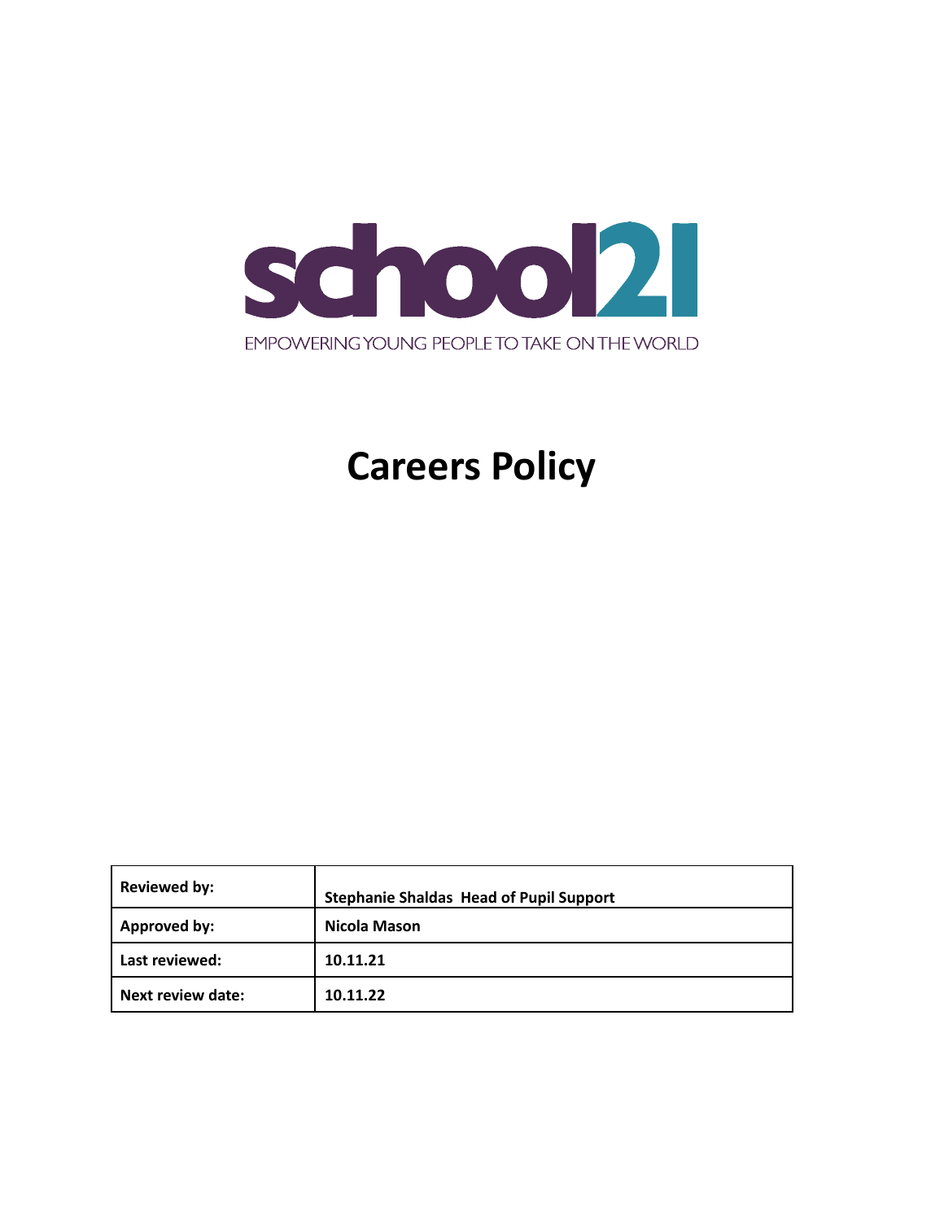school21

EMPOWERING YOUNG PEOPLE TO TAKE ON THE WORLD

# Careers Policy

| | |
|---|---|
| **Reviewed by:** | **Stephanie Shaldas Head of Pupil Support** |
| **Approved by:** | **Nicola Mason** |
| **Last reviewed:** | **10.11.21** |
| **Next review date:** | **10.11.22** |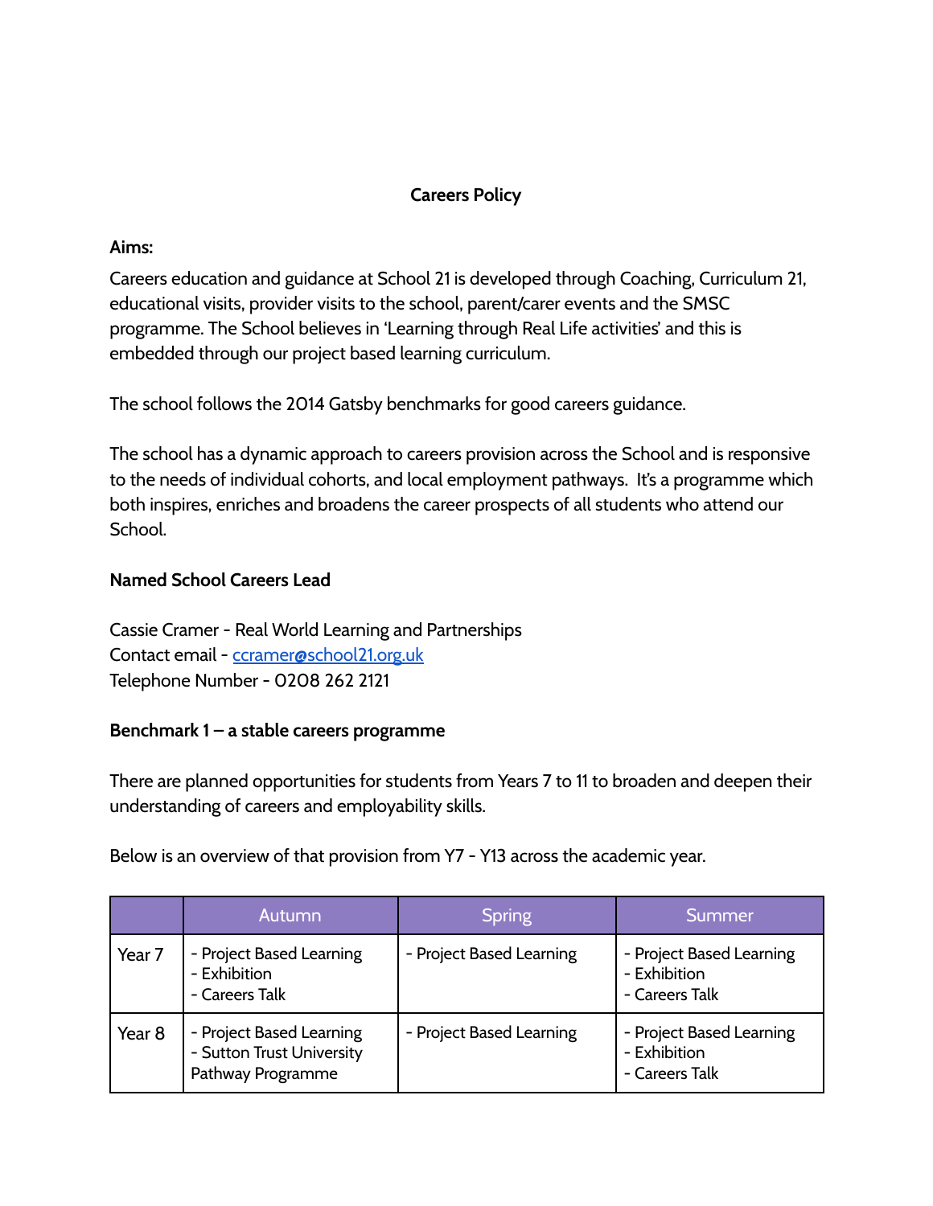**Careers Policy**

**Aims:**

Careers education and guidance at School 21 is developed through Coaching, Curriculum 21, educational visits, provider visits to the school, parent/carer events and the SMSC programme. The School believes in 'Learning through Real Life activities' and this is embedded through our project based learning curriculum.

The school follows the 2014 Gatsby benchmarks for good careers guidance.

The school has a dynamic approach to careers provision across the School and is responsive to the needs of individual cohorts, and local employment pathways. It's a programme which both inspires, enriches and broadens the career prospects of all students who attend our School.

**Named School Careers Lead**

Cassie Cramer - Real World Learning and Partnerships
Contact email - [ccramer@school21.org.uk](mailto:ccramer@school21.org.uk)
Telephone Number - 0208 262 2121

**Benchmark 1 – a stable careers programme**

There are planned opportunities for students from Years 7 to 11 to broaden and deepen their understanding of careers and employability skills.

Below is an overview of that provision from Y7 - Y13 across the academic year.

| | Autumn | Spring | Summer |
|---|---|---|---|
| Year 7 | - Project Based Learning<br>- Exhibition<br>- Careers Talk | - Project Based Learning | - Project Based Learning<br>- Exhibition<br>- Careers Talk |
| Year 8 | - Project Based Learning<br>- Sutton Trust University Pathway Programme | - Project Based Learning | - Project Based Learning<br>- Exhibition<br>- Careers Talk |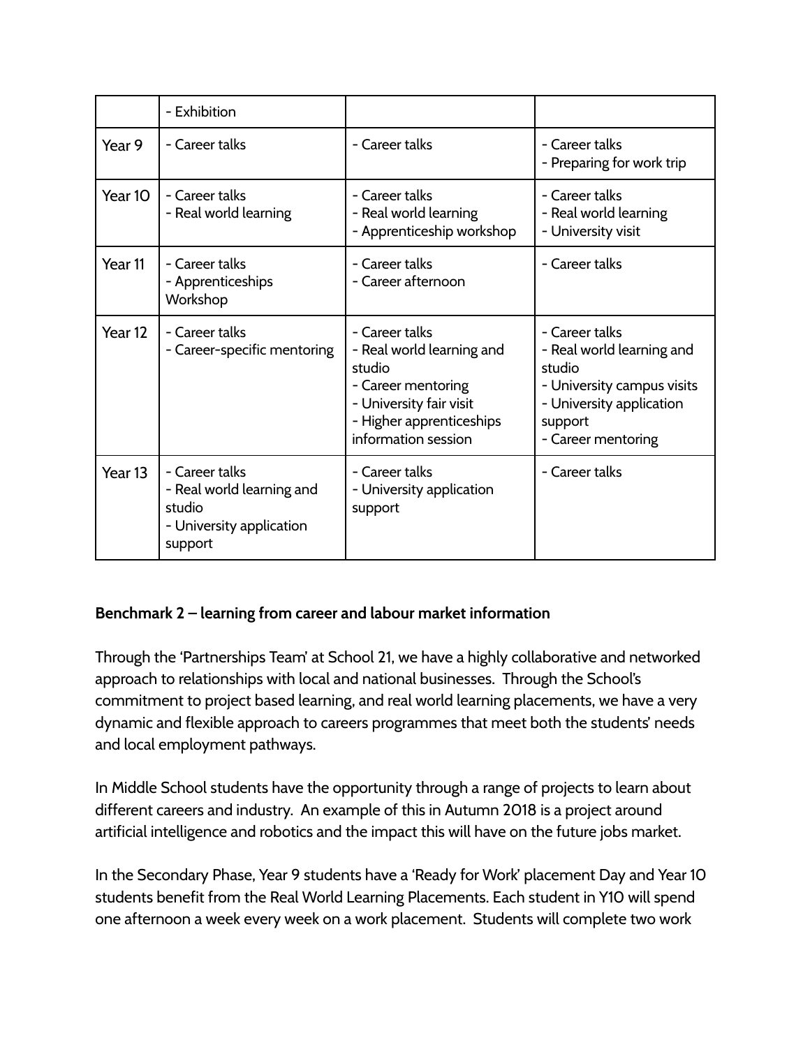| | - Exhibition | | |
|---|---|---|---|
| Year 9 | - Career talks | - Career talks | - Career talks<br>- Preparing for work trip |
| Year 10 | - Career talks<br>- Real world learning | - Career talks<br>- Real world learning<br>- Apprenticeship workshop | - Career talks<br>- Real world learning<br>- University visit |
| Year 11 | - Career talks<br>- Apprenticeships Workshop | - Career talks<br>- Career afternoon | - Career talks |
| Year 12 | - Career talks<br>- Career-specific mentoring | - Career talks<br>- Real world learning and studio<br>- Career mentoring<br>- University fair visit<br>- Higher apprenticeships information session | - Career talks<br>- Real world learning and studio<br>- University campus visits<br>- University application support<br>- Career mentoring |
| Year 13 | - Career talks<br>- Real world learning and studio<br>- University application support | - Career talks<br>- University application support | - Career talks |

**Benchmark 2 – learning from career and labour market information**

Through the 'Partnerships Team' at School 21, we have a highly collaborative and networked approach to relationships with local and national businesses. Through the School's commitment to project based learning, and real world learning placements, we have a very dynamic and flexible approach to careers programmes that meet both the students' needs and local employment pathways.

In Middle School students have the opportunity through a range of projects to learn about different careers and industry. An example of this in Autumn 2018 is a project around artificial intelligence and robotics and the impact this will have on the future jobs market.

In the Secondary Phase, Year 9 students have a 'Ready for Work' placement Day and Year 10 students benefit from the Real World Learning Placements. Each student in Y10 will spend one afternoon a week every week on a work placement. Students will complete two work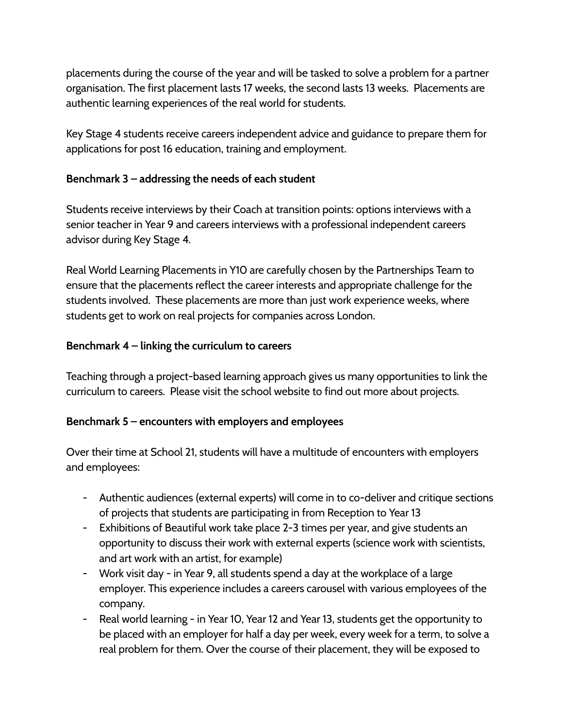placements during the course of the year and will be tasked to solve a problem for a partner organisation. The first placement lasts 17 weeks, the second lasts 13 weeks. Placements are authentic learning experiences of the real world for students.

Key Stage 4 students receive careers independent advice and guidance to prepare them for applications for post 16 education, training and employment.

**Benchmark 3 – addressing the needs of each student**

Students receive interviews by their Coach at transition points: options interviews with a senior teacher in Year 9 and careers interviews with a professional independent careers advisor during Key Stage 4.

Real World Learning Placements in Y10 are carefully chosen by the Partnerships Team to ensure that the placements reflect the career interests and appropriate challenge for the students involved. These placements are more than just work experience weeks, where students get to work on real projects for companies across London.

**Benchmark 4 – linking the curriculum to careers**

Teaching through a project-based learning approach gives us many opportunities to link the curriculum to careers. Please visit the school website to find out more about projects.

**Benchmark 5 – encounters with employers and employees**

Over their time at School 21, students will have a multitude of encounters with employers and employees:

- Authentic audiences (external experts) will come in to co-deliver and critique sections of projects that students are participating in from Reception to Year 13
- Exhibitions of Beautiful work take place 2-3 times per year, and give students an opportunity to discuss their work with external experts (science work with scientists, and art work with an artist, for example)
- Work visit day - in Year 9, all students spend a day at the workplace of a large employer. This experience includes a careers carousel with various employees of the company.
- Real world learning - in Year 10, Year 12 and Year 13, students get the opportunity to be placed with an employer for half a day per week, every week for a term, to solve a real problem for them. Over the course of their placement, they will be exposed to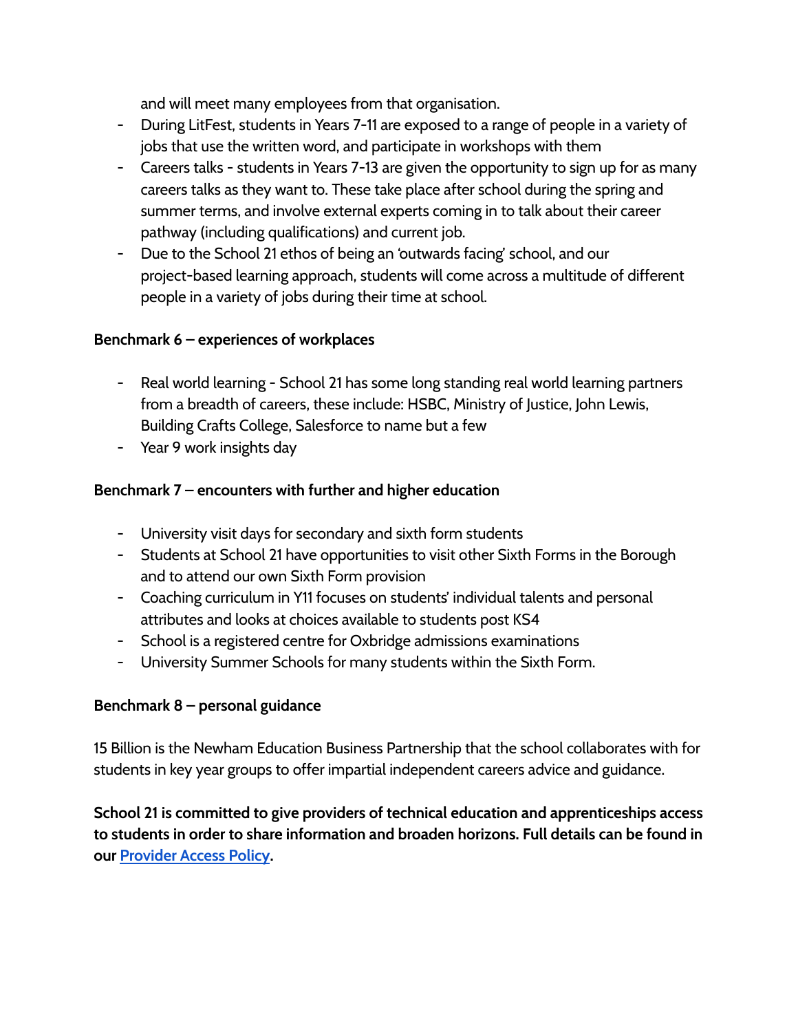and will meet many employees from that organisation.

- During LitFest, students in Years 7-11 are exposed to a range of people in a variety of jobs that use the written word, and participate in workshops with them
- Careers talks - students in Years 7-13 are given the opportunity to sign up for as many careers talks as they want to. These take place after school during the spring and summer terms, and involve external experts coming in to talk about their career pathway (including qualifications) and current job.
- Due to the School 21 ethos of being an 'outwards facing' school, and our project-based learning approach, students will come across a multitude of different people in a variety of jobs during their time at school.

**Benchmark 6 – experiences of workplaces**

- Real world learning - School 21 has some long standing real world learning partners from a breadth of careers, these include: HSBC, Ministry of Justice, John Lewis, Building Crafts College, Salesforce to name but a few
- Year 9 work insights day

**Benchmark 7 – encounters with further and higher education**

- University visit days for secondary and sixth form students
- Students at School 21 have opportunities to visit other Sixth Forms in the Borough and to attend our own Sixth Form provision
- Coaching curriculum in Y11 focuses on students' individual talents and personal attributes and looks at choices available to students post KS4
- School is a registered centre for Oxbridge admissions examinations
- University Summer Schools for many students within the Sixth Form.

**Benchmark 8 – personal guidance**

15 Billion is the Newham Education Business Partnership that the school collaborates with for students in key year groups to offer impartial independent careers advice and guidance.

**School 21 is committed to give providers of technical education and apprenticeships access to students in order to share information and broaden horizons. Full details can be found in our Provider Access Policy.**